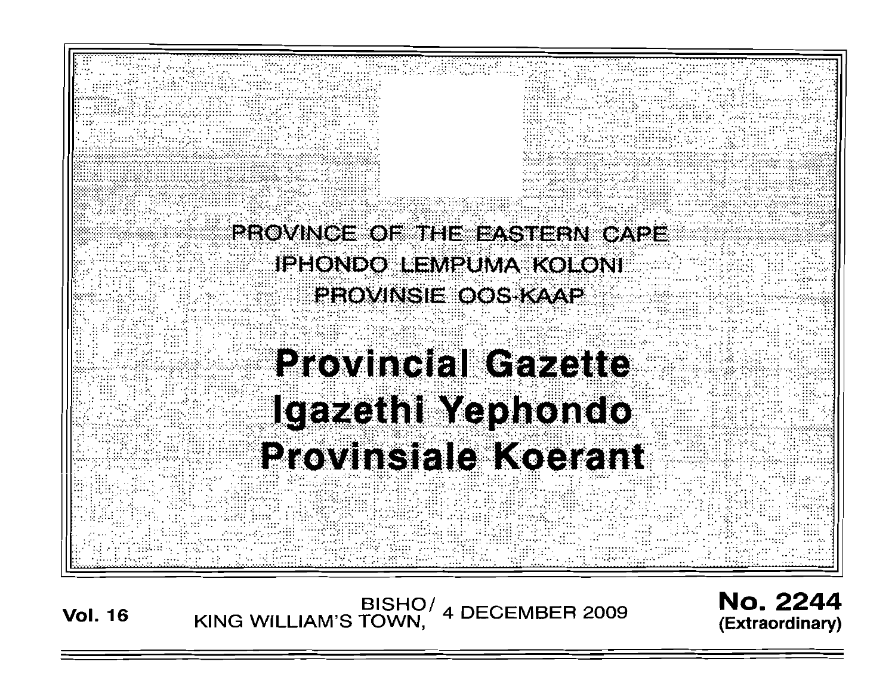PROVINCE OF THE EASTERN CAPE

IPHONDO LEMPUMA KOLONI

PROVINSIE OOS-KAAP

# Provincial Gazette

# Igazethi Yephondo

# Provinsiale Koerant

**Vol. 16** BISHO/ KING WILLIAM'S TOWN, 4 DECEMBER 2009 **No. 2244 (Extraordinary)**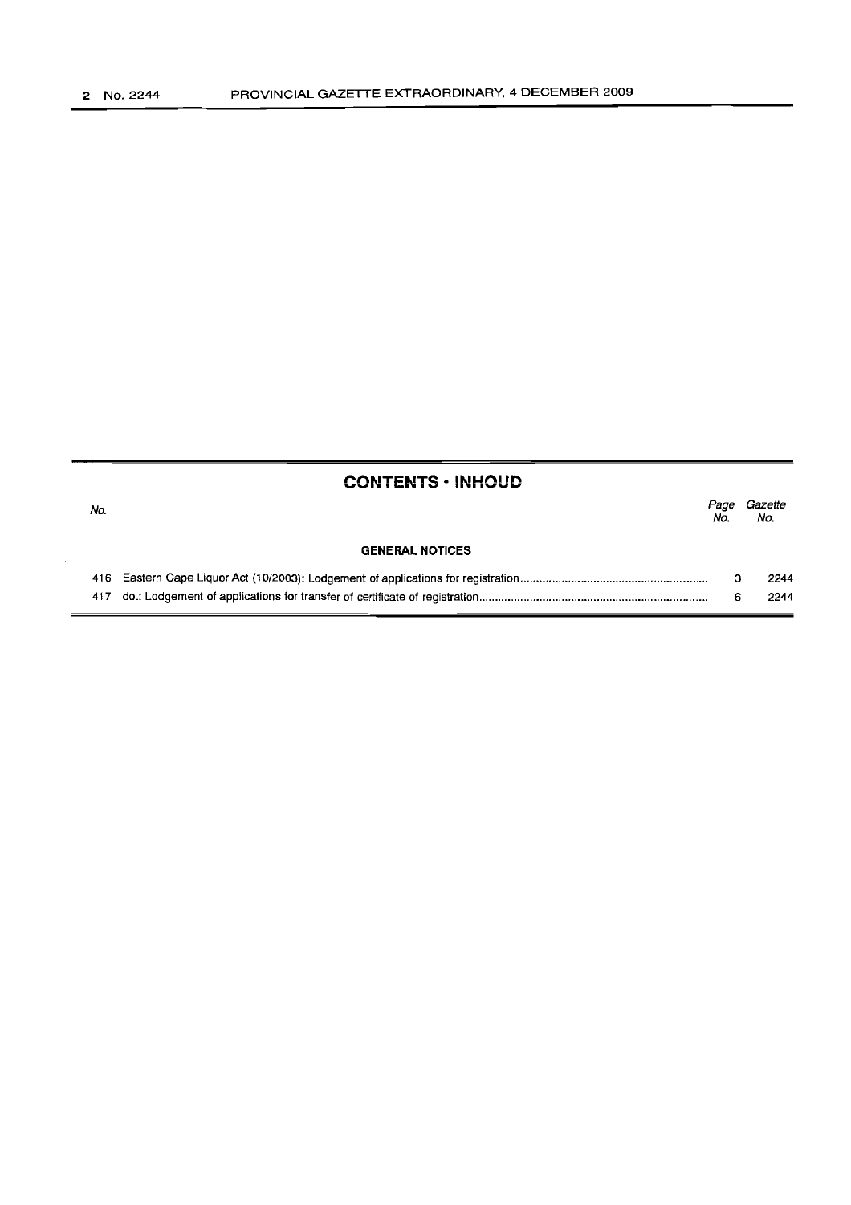## CONTENTS · INHOUD

| No. | | Page No. | Gazette No. |
|---|---|---|---|
| | **GENERAL NOTICES** | | |
| 416 | Eastern Cape Liquor Act (10/2003): Lodgement of applications for registration | 3 | 2244 |
| 417 | do.: Lodgement of applications for transfer of certificate of registration | 6 | 2244 |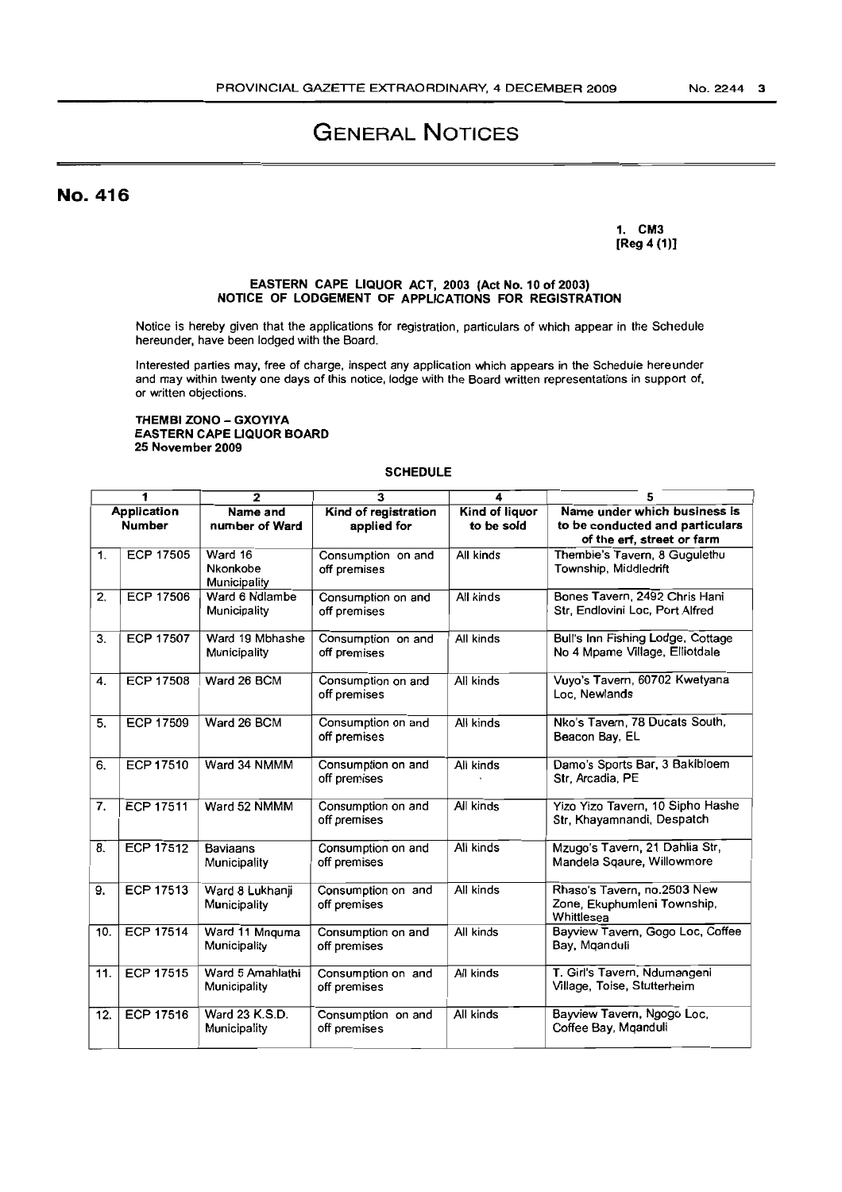# GENERAL NOTICES

## No. 416

**1. CM3**
**[Reg 4 (1)]**

**EASTERN CAPE LIQUOR ACT, 2003 (Act No. 10 of 2003)**
**NOTICE OF LODGEMENT OF APPLICATIONS FOR REGISTRATION**

Notice is hereby given that the applications for registration, particulars of which appear in the Schedule hereunder, have been lodged with the Board.

Interested parties may, free of charge, inspect any application which appears in the Schedule hereunder and may within twenty one days of this notice, lodge with the Board written representations in support of, or written objections.

**THEMBI ZONO – GXOYIYA**
**EASTERN CAPE LIQUOR BOARD**
**25 November 2009**

**SCHEDULE**

| 1 | | 2 | 3 | 4 | 5 |
|---|---|---|---|---|---|
| **Application Number** | | **Name and number of Ward** | **Kind of registration applied for** | **Kind of liquor to be sold** | **Name under which business is to be conducted and particulars of the erf, street or farm** |
| 1. | ECP 17505 | Ward 16 Nkonkobe Municipality | Consumption on and off premises | All kinds | Thembie's Tavern, 8 Gugulethu Township, Middledrift |
| 2. | ECP 17506 | Ward 6 Ndlambe Municipality | Consumption on and off premises | All kinds | Bones Tavern, 2492 Chris Hani Str, Endlovini Loc, Port Alfred |
| 3. | ECP 17507 | Ward 19 Mbhashe Municipality | Consumption on and off premises | All kinds | Bull's Inn Fishing Lodge, Cottage No 4 Mpame Village, Elliotdale |
| 4. | ECP 17508 | Ward 26 BCM | Consumption on and off premises | All kinds | Vuyo's Tavern, 60702 Kwetyana Loc, Newlands |
| 5. | ECP 17509 | Ward 26 BCM | Consumption on and off premises | All kinds | Nko's Tavern, 78 Ducats South, Beacon Bay, EL |
| 6. | ECP 17510 | Ward 34 NMMM | Consumption on and off premises | All kinds | Damo's Sports Bar, 3 Bakibloem Str, Arcadia, PE |
| 7. | ECP 17511 | Ward 52 NMMM | Consumption on and off premises | All kinds | Yizo Yizo Tavern, 10 Sipho Hashe Str, Khayamnandi, Despatch |
| 8. | ECP 17512 | Baviaans Municipality | Consumption on and off premises | All kinds | Mzugo's Tavern, 21 Dahlia Str, Mandela Sqaure, Willowmore |
| 9. | ECP 17513 | Ward 8 Lukhanji Municipality | Consumption on and off premises | All kinds | Rhaso's Tavern, no.2503 New Zone, Ekuphumleni Township, Whittlesea |
| 10. | ECP 17514 | Ward 11 Mnquma Municipality | Consumption on and off premises | All kinds | Bayview Tavern, Gogo Loc, Coffee Bay, Mqanduli |
| 11. | ECP 17515 | Ward 5 Amahlathi Municipality | Consumption on and off premises | All kinds | T. Girl's Tavern, Ndumangeni Village, Toise, Stutterheim |
| 12. | ECP 17516 | Ward 23 K.S.D. Municipality | Consumption on and off premises | All kinds | Bayview Tavern, Ngogo Loc, Coffee Bay, Mqanduli |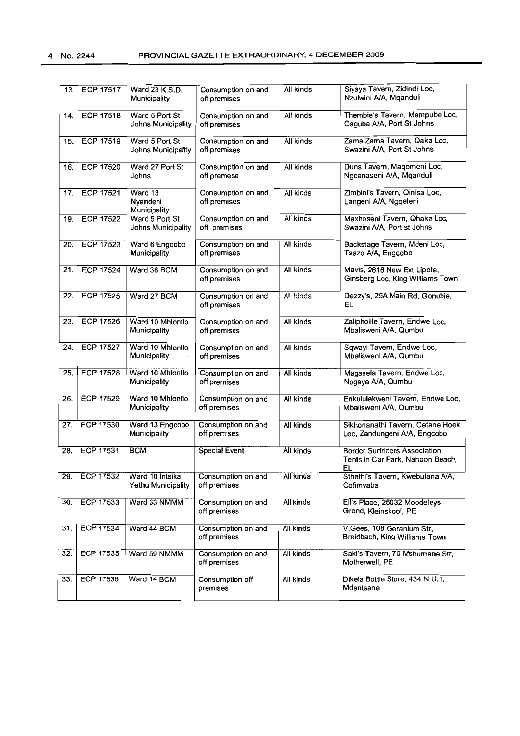| | | | | | |
|---|---|---|---|---|---|
| 13. | ECP 17517 | Ward 23 K.S.D. Municipality | Consumption on and off premises | All kinds | Siyaya Tavern, Zidindi Loc, Nzulwini A/A, Mqanduli |
| 14. | ECP 17518 | Ward 5 Port St Johns Municipality | Consumption on and off premises | All kinds | Thembie's Tavern, Mampube Loc, Caguba A/A, Port St Johns |
| 15. | ECP 17519 | Ward 5 Port St Johns Municipality | Consumption on and off premises | All kinds | Zama Zama Tavern, Qaka Loc, Swazini A/A, Port St Johns |
| 16. | ECP 17520 | Ward 27 Port St Johns | Consumption on and off premese | All kinds | Duns Tavern, Maqomeni Loc, Ngcanaseni A/A, Mqanduli |
| 17. | ECP 17521 | Ward 13 Nyandeni Municipality | Consumption on and off premises | All kinds | Zimbini's Tavern, Qinisa Loc, Langeni A/A, Ngqeleni |
| 19. | ECP 17522 | Ward 5 Port St Johns Municipality | Consumption on and off premises | All kinds | Maxhoseni Tavern, Qhaka Loc, Swazini A/A, Port st Johns |
| 20. | ECP 17523 | Ward 6 Engcobo Municipality | Consumption on and off premises | All kinds | Backstage Tavern, Mdeni Loc, Tsazo A/A, Engcobo |
| 21. | ECP 17524 | Ward 36 BCM | Consumption on and off premises | All kinds | Mavis, 2616 New Ext Lipota, Ginsberg Loc, King Williams Town |
| 22. | ECP 17525 | Ward 27 BCM | Consumption on and off premises | All kinds | Dezzy's, 25A Main Rd, Gonubie, EL |
| 23. | ECP 17526 | Ward 10 Mhlontlo Municipality | Consumption on and off premises | All kinds | Zalipholile Tavern, Endwe Loc, Mbalisweni A/A, Qumbu |
| 24. | ECP 17527 | Ward 10 Mhlontlo Municipality | Consumption on and off premises | All kinds | Sqwayi Tavern, Endwe Loc, Mbalisweni A/A, Qumbu |
| 25. | ECP 17528 | Ward 10 Mhlontlo Municipality | Consumption on and off premises | All kinds | Magasela Tavern, Endwe Loc, Nogaya A/A, Qumbu |
| 26. | ECP 17529 | Ward 10 Mhlontlo Municipality | Consumption on and off premises | All kinds | Enkululekweni Tavern, Endwe Loc, Mbalisweni A/A, Qumbu |
| 27. | ECP 17530 | Ward 13 Engcobo Municipality | Consumption on and off premises | All kinds | Sikhonanathi Tavern, Cefane Hoek Loc, Zandungeni A/A, Engcobo |
| 28. | ECP 17531 | BCM | Special Event | All kinds | Border Surfriders Association, Tents in Car Park, Nahoon Beach, EL |
| 29. | ECP 17532 | Ward 10 Intsika Yethu Municipality | Consumption on and off premises | All kinds | Sthethi's Tavern, Kwebulana A/A, Cofimvaba |
| 30. | ECP 17533 | Ward 33 NMMM | Consumption on and off premises | All kinds | Eli's Place, 25032 Moodeleys Grond, Kleinskool, PE |
| 31. | ECP 17534 | Ward 44 BCM | Consumption on and off premises | All kinds | V.Gees, 108 Geranium Str, Breidbach, King Williams Town |
| 32. | ECP 17535 | Ward 59 NMMM | Consumption on and off premises | All kinds | Saki's Tavern, 70 Mshumane Str, Motherwell, PE |
| 33. | ECP 17536 | Ward 14 BCM | Consumption off premises | All kinds | Dikela Bottle Store, 434 N.U.1, Mdantsane |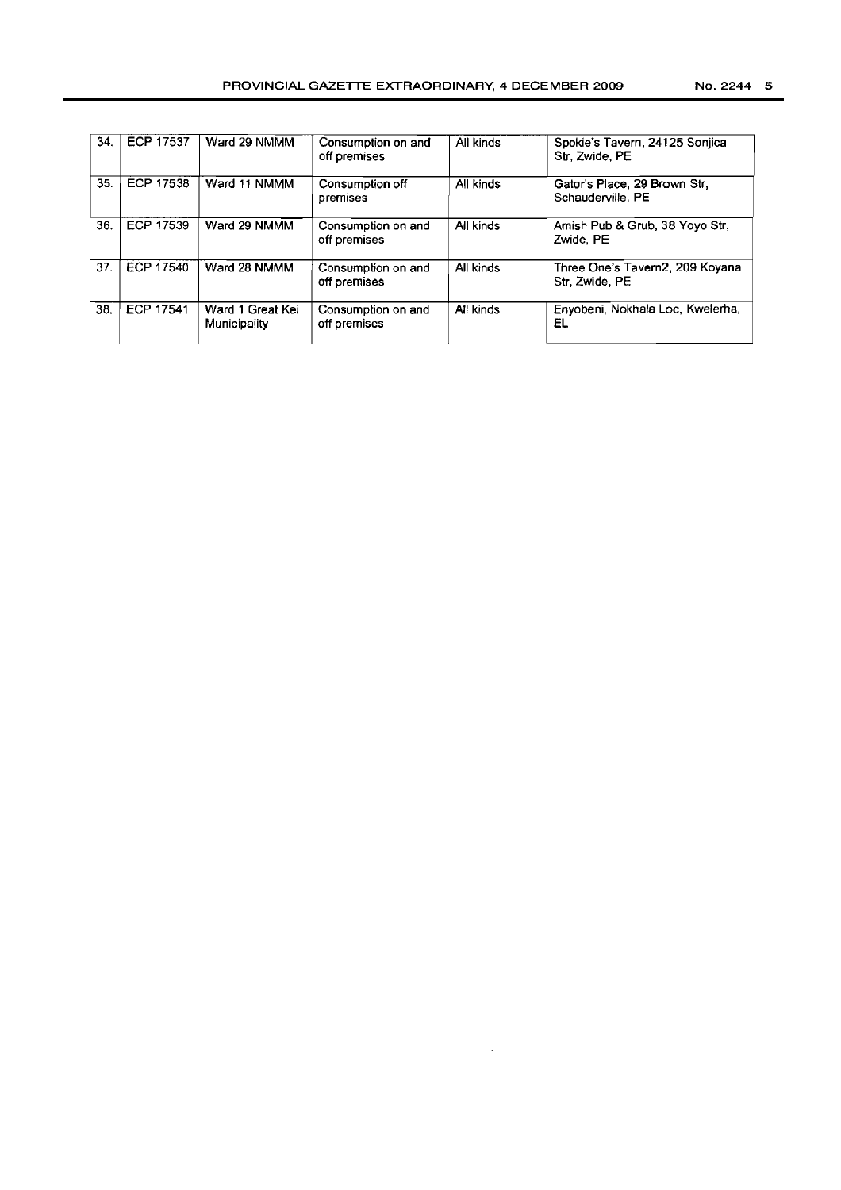| 34. | ECP 17537 | Ward 29 NMMM | Consumption on and off premises | All kinds | Spokie's Tavern, 24125 Sonjica Str, Zwide, PE |
|---|---|---|---|---|---|
| 35. | ECP 17538 | Ward 11 NMMM | Consumption off premises | All kinds | Gator's Place, 29 Brown Str, Schauderville, PE |
| 36. | ECP 17539 | Ward 29 NMMM | Consumption on and off premises | All kinds | Amish Pub & Grub, 38 Yoyo Str, Zwide, PE |
| 37. | ECP 17540 | Ward 28 NMMM | Consumption on and off premises | All kinds | Three One's Tavern2, 209 Koyana Str, Zwide, PE |
| 38. | ECP 17541 | Ward 1 Great Kei Municipality | Consumption on and off premises | All kinds | Enyobeni, Nokhala Loc, Kwelerha, EL |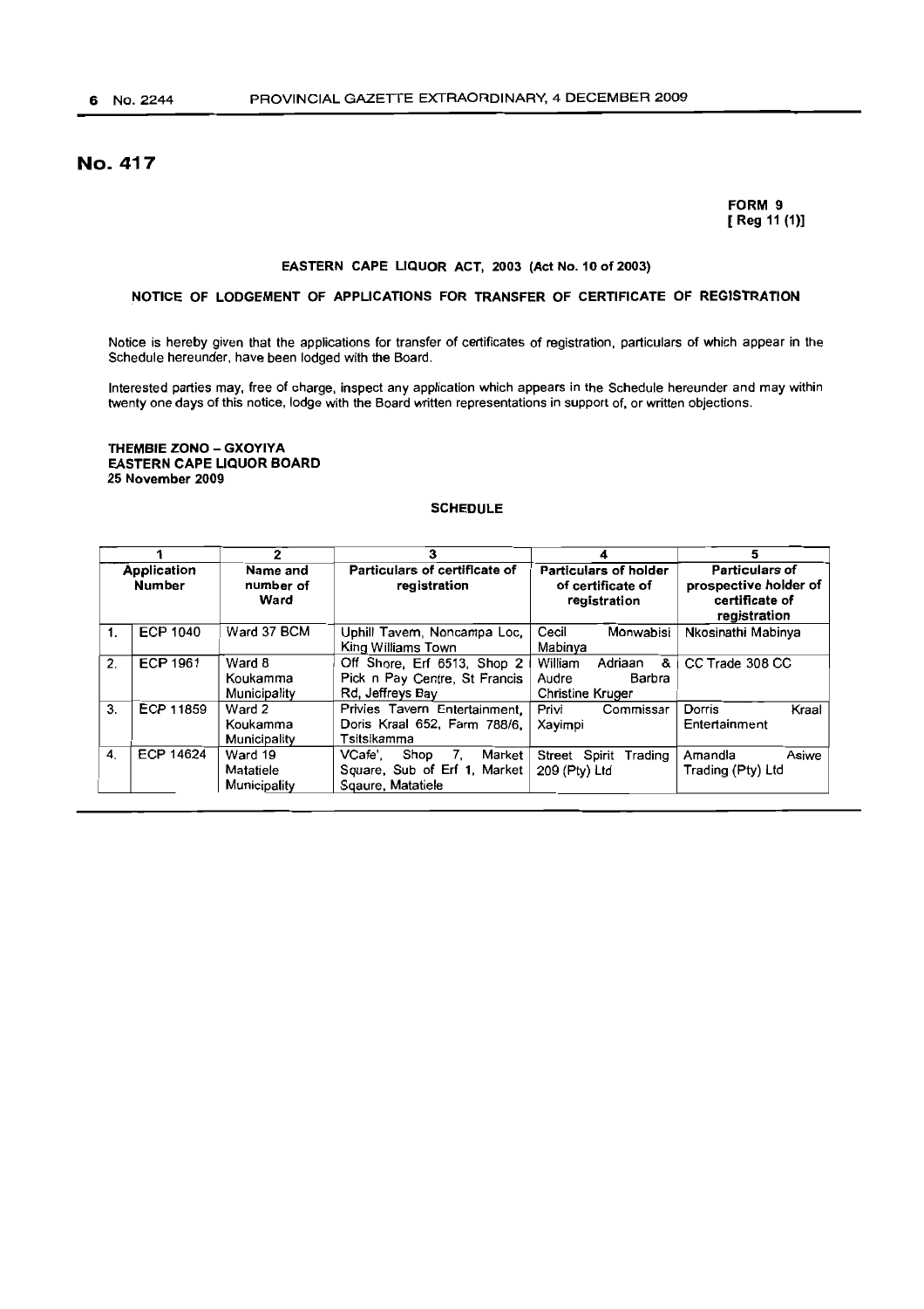# No. 417

**FORM 9**
**[ Reg 11 (1)]**

**EASTERN CAPE LIQUOR ACT, 2003 (Act No. 10 of 2003)**

**NOTICE OF LODGEMENT OF APPLICATIONS FOR TRANSFER OF CERTIFICATE OF REGISTRATION**

Notice is hereby given that the applications for transfer of certificates of registration, particulars of which appear in the Schedule hereunder, have been lodged with the Board.

Interested parties may, free of charge, inspect any application which appears in the Schedule hereunder and may within twenty one days of this notice, lodge with the Board written representations in support of, or written objections.

**THEMBIE ZONO – GXOYIYA**
**EASTERN CAPE LIQUOR BOARD**
**25 November 2009**

**SCHEDULE**

| 1 | | 2 | 3 | 4 | 5 |
|---|---|---|---|---|---|
| **Application Number** | | **Name and number of Ward** | **Particulars of certificate of registration** | **Particulars of holder of certificate of registration** | **Particulars of prospective holder of certificate of registration** |
| 1. | ECP 1040 | Ward 37 BCM | Uphill Tavern, Noncampa Loc, King Williams Town | Cecil Monwabisi Mabinya | Nkosinathi Mabinya |
| 2. | ECP 1961 | Ward 8 Koukamma Municipality | Off Shore, Erf 6513, Shop 2 Pick n Pay Centre, St Francis Rd, Jeffreys Bay | William Adriaan & Audre Barbra Christine Kruger | CC Trade 308 CC |
| 3. | ECP 11859 | Ward 2 Koukamma Municipality | Privies Tavern Entertainment, Doris Kraal 652, Farm 788/6, Tsitsikamma | Privi Commissar Xayimpi | Dorris Kraal Entertainment |
| 4. | ECP 14624 | Ward 19 Matatiele Municipality | VCafe', Shop 7, Market Square, Sub of Erf 1, Market Sqaure, Matatiele | Street Spirit Trading 209 (Pty) Ltd | Amandla Asiwe Trading (Pty) Ltd |